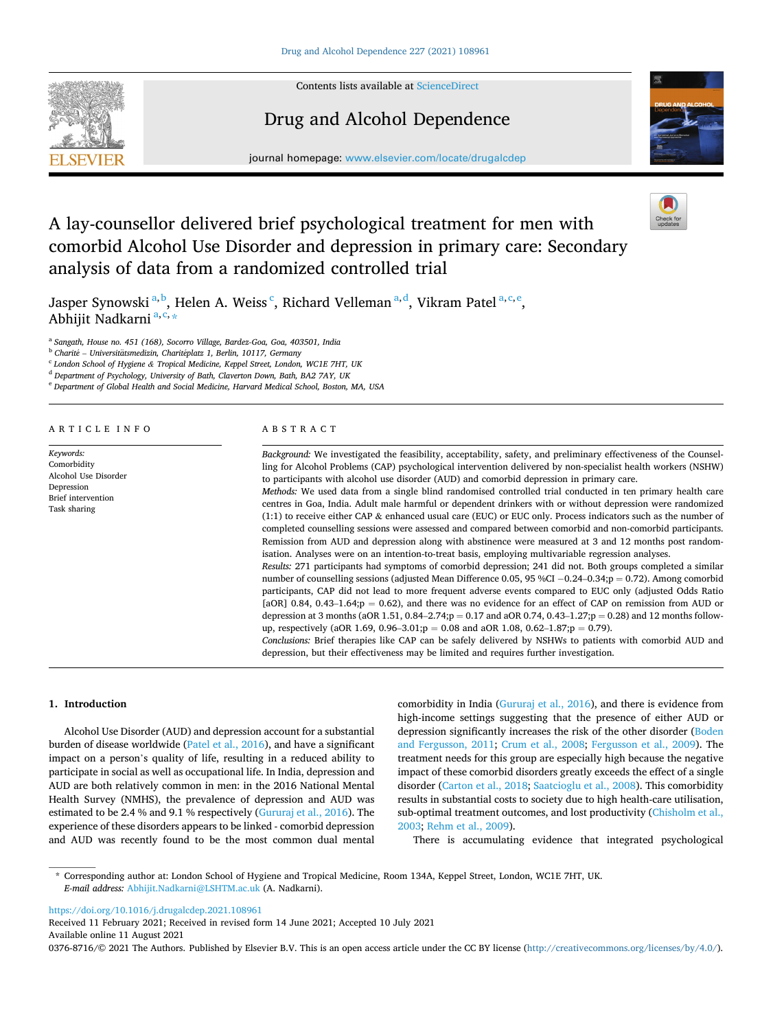# A lay-counsellor delivered brief psychological treatment for men with comorbid Alcohol Use Disorder and depression in primary care: Secondary analysis of data from a randomized controlled trial

Jasper Synowski [a,b], Helen A. Weiss [c], Richard Velleman [a,d], Vikram Patel [a,c,e], Abhijit Nadkarni [a,c,*]

[a] Sangath, House no. 451 (168), Socorro Village, Bardez-Goa, Goa, 403501, India

[b] Charité – Universitätsmedizin, Charitéplatz 1, Berlin, 10117, Germany

[c] London School of Hygiene & Tropical Medicine, Keppel Street, London, WC1E 7HT, UK

[d] Department of Psychology, University of Bath, Claverton Down, Bath, BA2 7AY, UK

[e] Department of Global Health and Social Medicine, Harvard Medical School, Boston, MA, USA

## ARTICLE INFO

*Keywords:*
Comorbidity
Alcohol Use Disorder
Depression
Brief intervention
Task sharing

## ABSTRACT

*Background:* We investigated the feasibility, acceptability, safety, and preliminary effectiveness of the Counselling for Alcohol Problems (CAP) psychological intervention delivered by non-specialist health workers (NSHW) to participants with alcohol use disorder (AUD) and comorbid depression in primary care.

*Methods:* We used data from a single blind randomised controlled trial conducted in ten primary health care centres in Goa, India. Adult male harmful or dependent drinkers with or without depression were randomized (1:1) to receive either CAP & enhanced usual care (EUC) or EUC only. Process indicators such as the number of completed counselling sessions were assessed and compared between comorbid and non-comorbid participants. Remission from AUD and depression along with abstinence were measured at 3 and 12 months post randomisation. Analyses were on an intention-to-treat basis, employing multivariable regression analyses.

*Results:* 271 participants had symptoms of comorbid depression; 241 did not. Both groups completed a similar number of counselling sessions (adjusted Mean Difference 0.05, 95 %CI −0.24–0.34;p = 0.72). Among comorbid participants, CAP did not lead to more frequent adverse events compared to EUC only (adjusted Odds Ratio [aOR] 0.84, 0.43–1.64;p = 0.62), and there was no evidence for an effect of CAP on remission from AUD or depression at 3 months (aOR 1.51, 0.84–2.74;p = 0.17 and aOR 0.74, 0.43–1.27;p = 0.28) and 12 months follow-up, respectively (aOR 1.69, 0.96–3.01;p = 0.08 and aOR 1.08, 0.62–1.87;p = 0.79).

*Conclusions:* Brief therapies like CAP can be safely delivered by NSHWs to patients with comorbid AUD and depression, but their effectiveness may be limited and requires further investigation.

## 1. Introduction

Alcohol Use Disorder (AUD) and depression account for a substantial burden of disease worldwide (Patel et al., 2016), and have a significant impact on a person's quality of life, resulting in a reduced ability to participate in social as well as occupational life. In India, depression and AUD are both relatively common in men: in the 2016 National Mental Health Survey (NMHS), the prevalence of depression and AUD was estimated to be 2.4 % and 9.1 % respectively (Gururaj et al., 2016). The experience of these disorders appears to be linked - comorbid depression and AUD was recently found to be the most common dual mental comorbidity in India (Gururaj et al., 2016), and there is evidence from high-income settings suggesting that the presence of either AUD or depression significantly increases the risk of the other disorder (Boden and Fergusson, 2011; Crum et al., 2008; Fergusson et al., 2009). The treatment needs for this group are especially high because the negative impact of these comorbid disorders greatly exceeds the effect of a single disorder (Carton et al., 2018; Saatcioglu et al., 2008). This comorbidity results in substantial costs to society due to high health-care utilisation, sub-optimal treatment outcomes, and lost productivity (Chisholm et al., 2003; Rehm et al., 2009).

There is accumulating evidence that integrated psychological

* Corresponding author at: London School of Hygiene and Tropical Medicine, Room 134A, Keppel Street, London, WC1E 7HT, UK.
*E-mail address:* Abhijit.Nadkarni@LSHTM.ac.uk (A. Nadkarni).

https://doi.org/10.1016/j.drugalcdep.2021.108961
Received 11 February 2021; Received in revised form 14 June 2021; Accepted 10 July 2021
Available online 11 August 2021
0376-8716/© 2021 The Authors. Published by Elsevier B.V. This is an open access article under the CC BY license (http://creativecommons.org/licenses/by/4.0/).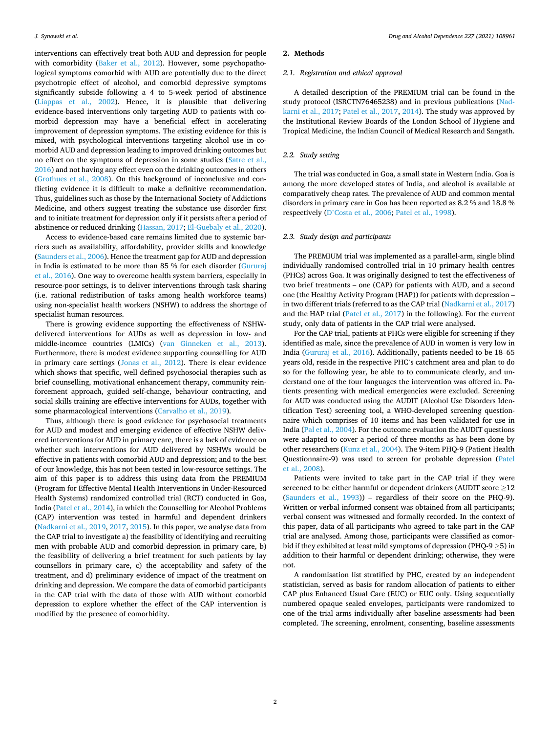interventions can effectively treat both AUD and depression for people with comorbidity (Baker et al., 2012). However, some psychopathological symptoms comorbid with AUD are potentially due to the direct psychotropic effect of alcohol, and comorbid depressive symptoms significantly subside following a 4 to 5-week period of abstinence (Liappas et al., 2002). Hence, it is plausible that delivering evidence-based interventions only targeting AUD to patients with comorbid depression may have a beneficial effect in accelerating improvement of depression symptoms. The existing evidence for this is mixed, with psychological interventions targeting alcohol use in comorbid AUD and depression leading to improved drinking outcomes but no effect on the symptoms of depression in some studies (Satre et al., 2016) and not having any effect even on the drinking outcomes in others (Grothues et al., 2008). On this background of inconclusive and conflicting evidence it is difficult to make a definitive recommendation. Thus, guidelines such as those by the International Society of Addictions Medicine, and others suggest treating the substance use disorder first and to initiate treatment for depression only if it persists after a period of abstinence or reduced drinking (Hassan, 2017; El-Guebaly et al., 2020).

Access to evidence-based care remains limited due to systemic barriers such as availability, affordability, provider skills and knowledge (Saunders et al., 2006). Hence the treatment gap for AUD and depression in India is estimated to be more than 85 % for each disorder (Gururaj et al., 2016). One way to overcome health system barriers, especially in resource-poor settings, is to deliver interventions through task sharing (i.e. rational redistribution of tasks among health workforce teams) using non-specialist health workers (NSHW) to address the shortage of specialist human resources.

There is growing evidence supporting the effectiveness of NSHW-delivered interventions for AUDs as well as depression in low- and middle-incomce countries (LMICs) (van Ginneken et al., 2013). Furthermore, there is modest evidence supporting counselling for AUD in primary care settings (Jonas et al., 2012). There is clear evidence which shows that specific, well defined psychosocial therapies such as brief counselling, motivational enhancement therapy, community reinforcement approach, guided self-change, behaviour contracting, and social skills training are effective interventions for AUDs, together with some pharmacological interventions (Carvalho et al., 2019).

Thus, although there is good evidence for psychosocial treatments for AUD and modest and emerging evidence of effective NSHW delivered interventions for AUD in primary care, there is a lack of evidence on whether such interventions for AUD delivered by NSHWs would be effective in patients with comorbid AUD and depression; and to the best of our knowledge, this has not been tested in low-resource settings. The aim of this paper is to address this using data from the PREMIUM (Program for Effective Mental Health Interventions in Under-Resourced Health Systems) randomized controlled trial (RCT) conducted in Goa, India (Patel et al., 2014), in which the Counselling for Alcohol Problems (CAP) intervention was tested in harmful and dependent drinkers (Nadkarni et al., 2019, 2017, 2015). In this paper, we analyse data from the CAP trial to investigate a) the feasibility of identifying and recruiting men with probable AUD and comorbid depression in primary care, b) the feasibility of delivering a brief treatment for such patients by lay counsellors in primary care, c) the acceptability and safety of the treatment, and d) preliminary evidence of impact of the treatment on drinking and depression. We compare the data of comorbid participants in the CAP trial with the data of those with AUD without comorbid depression to explore whether the effect of the CAP intervention is modified by the presence of comorbidity.

## 2. Methods

### 2.1. Registration and ethical approval

A detailed description of the PREMIUM trial can be found in the study protocol (ISRCTN76465238) and in previous publications (Nadkarni et al., 2017; Patel et al., 2017, 2014). The study was approved by the Institutional Review Boards of the London School of Hygiene and Tropical Medicine, the Indian Council of Medical Research and Sangath.

### 2.2. Study setting

The trial was conducted in Goa, a small state in Western India. Goa is among the more developed states of India, and alcohol is available at comparatively cheap rates. The prevalence of AUD and common mental disorders in primary care in Goa has been reported as 8.2 % and 18.8 % respectively (D'Costa et al., 2006; Patel et al., 1998).

### 2.3. Study design and participants

The PREMIUM trial was implemented as a parallel-arm, single blind individually randomised controlled trial in 10 primary health centres (PHCs) across Goa. It was originally designed to test the effectiveness of two brief treatments – one (CAP) for patients with AUD, and a second one (the Healthy Activity Program (HAP)) for patients with depression – in two different trials (referred to as the CAP trial (Nadkarni et al., 2017) and the HAP trial (Patel et al., 2017) in the following). For the current study, only data of patients in the CAP trial were analysed.

For the CAP trial, patients at PHCs were eligible for screening if they identified as male, since the prevalence of AUD in women is very low in India (Gururaj et al., 2016). Additionally, patients needed to be 18–65 years old, reside in the respective PHC's catchment area and plan to do so for the following year, be able to to communicate clearly, and understand one of the four languages the intervention was offered in. Patients presenting with medical emergencies were excluded. Screening for AUD was conducted using the AUDIT (Alcohol Use Disorders Identification Test) screening tool, a WHO-developed screening questionnaire which comprises of 10 items and has been validated for use in India (Pal et al., 2004). For the outcome evaluation the AUDIT questions were adapted to cover a period of three months as has been done by other researchers (Kunz et al., 2004). The 9-item PHQ-9 (Patient Health Questionnaire-9) was used to screen for probable depression (Patel et al., 2008).

Patients were invited to take part in the CAP trial if they were screened to be either harmful or dependent drinkers (AUDIT score ≥12 (Saunders et al., 1993)) – regardless of their score on the PHQ-9). Written or verbal informed consent was obtained from all participants; verbal consent was witnessed and formally recorded. In the context of this paper, data of all participants who agreed to take part in the CAP trial are analysed. Among those, participants were classified as comorbid if they exhibited at least mild symptoms of depression (PHQ-9 ≥5) in addition to their harmful or dependent drinking; otherwise, they were not.

A randomisation list stratified by PHC, created by an independent statistician, served as basis for random allocation of patients to either CAP plus Enhanced Usual Care (EUC) or EUC only. Using sequentially numbered opaque sealed envelopes, participants were randomized to one of the trial arms individually after baseline assessments had been completed. The screening, enrolment, consenting, baseline assessments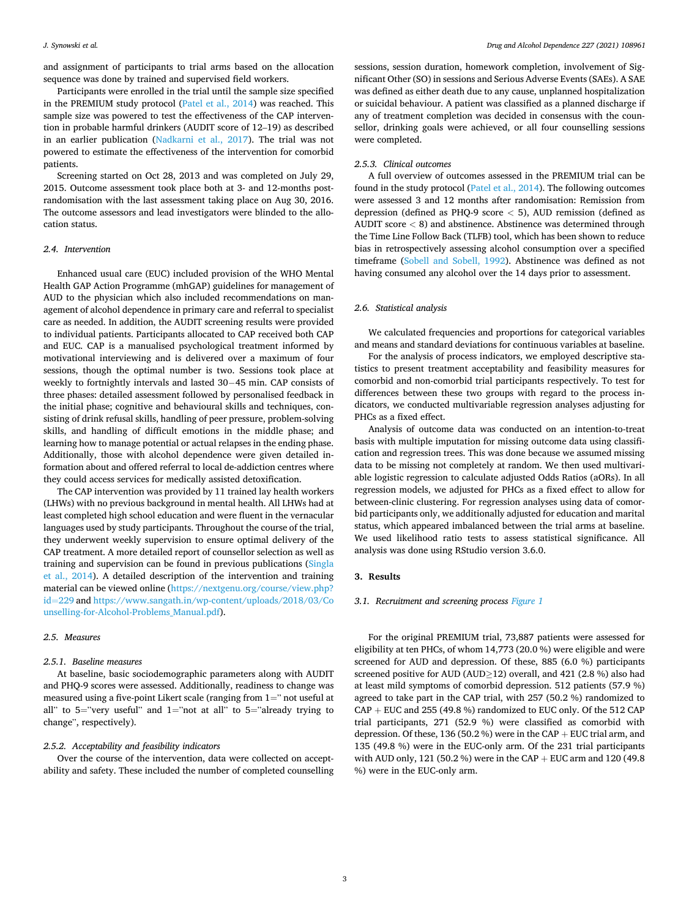and assignment of participants to trial arms based on the allocation sequence was done by trained and supervised field workers.

Participants were enrolled in the trial until the sample size specified in the PREMIUM study protocol (Patel et al., 2014) was reached. This sample size was powered to test the effectiveness of the CAP intervention in probable harmful drinkers (AUDIT score of 12–19) as described in an earlier publication (Nadkarni et al., 2017). The trial was not powered to estimate the effectiveness of the intervention for comorbid patients.

Screening started on Oct 28, 2013 and was completed on July 29, 2015. Outcome assessment took place both at 3- and 12-months post-randomisation with the last assessment taking place on Aug 30, 2016. The outcome assessors and lead investigators were blinded to the allocation status.

### 2.4. Intervention

Enhanced usual care (EUC) included provision of the WHO Mental Health GAP Action Programme (mhGAP) guidelines for management of AUD to the physician which also included recommendations on management of alcohol dependence in primary care and referral to specialist care as needed. In addition, the AUDIT screening results were provided to individual patients. Participants allocated to CAP received both CAP and EUC. CAP is a manualised psychological treatment informed by motivational interviewing and is delivered over a maximum of four sessions, though the optimal number is two. Sessions took place at weekly to fortnightly intervals and lasted 30–45 min. CAP consists of three phases: detailed assessment followed by personalised feedback in the initial phase; cognitive and behavioural skills and techniques, consisting of drink refusal skills, handling of peer pressure, problem-solving skills, and handling of difficult emotions in the middle phase; and learning how to manage potential or actual relapses in the ending phase. Additionally, those with alcohol dependence were given detailed information about and offered referral to local de-addiction centres where they could access services for medically assisted detoxification.

The CAP intervention was provided by 11 trained lay health workers (LHWs) with no previous background in mental health. All LHWs had at least completed high school education and were fluent in the vernacular languages used by study participants. Throughout the course of the trial, they underwent weekly supervision to ensure optimal delivery of the CAP treatment. A more detailed report of counsellor selection as well as training and supervision can be found in previous publications (Singla et al., 2014). A detailed description of the intervention and training material can be viewed online (https://nextgenu.org/course/view.php?id=229 and https://www.sangath.in/wp-content/uploads/2018/03/Counselling-for-Alcohol-Problems_Manual.pdf).

### 2.5. Measures

#### 2.5.1. Baseline measures

At baseline, basic sociodemographic parameters along with AUDIT and PHQ-9 scores were assessed. Additionally, readiness to change was measured using a five-point Likert scale (ranging from 1=" not useful at all" to 5="very useful" and 1="not at all" to 5="already trying to change", respectively).

#### 2.5.2. Acceptability and feasibility indicators

Over the course of the intervention, data were collected on acceptability and safety. These included the number of completed counselling sessions, session duration, homework completion, involvement of Significant Other (SO) in sessions and Serious Adverse Events (SAEs). A SAE was defined as either death due to any cause, unplanned hospitalization or suicidal behaviour. A patient was classified as a planned discharge if any of treatment completion was decided in consensus with the counsellor, drinking goals were achieved, or all four counselling sessions were completed.

#### 2.5.3. Clinical outcomes

A full overview of outcomes assessed in the PREMIUM trial can be found in the study protocol (Patel et al., 2014). The following outcomes were assessed 3 and 12 months after randomisation: Remission from depression (defined as PHQ-9 score $< 5$), AUD remission (defined as AUDIT score $< 8$) and abstinence. Abstinence was determined through the Time Line Follow Back (TLFB) tool, which has been shown to reduce bias in retrospectively assessing alcohol consumption over a specified timeframe (Sobell and Sobell, 1992). Abstinence was defined as not having consumed any alcohol over the 14 days prior to assessment.

### 2.6. Statistical analysis

We calculated frequencies and proportions for categorical variables and means and standard deviations for continuous variables at baseline.

For the analysis of process indicators, we employed descriptive statistics to present treatment acceptability and feasibility measures for comorbid and non-comorbid trial participants respectively. To test for differences between these two groups with regard to the process indicators, we conducted multivariable regression analyses adjusting for PHCs as a fixed effect.

Analysis of outcome data was conducted on an intention-to-treat basis with multiple imputation for missing outcome data using classification and regression trees. This was done because we assumed missing data to be missing not completely at random. We then used multivariable logistic regression to calculate adjusted Odds Ratios (aORs). In all regression models, we adjusted for PHCs as a fixed effect to allow for between-clinic clustering. For regression analyses using data of comorbid participants only, we additionally adjusted for education and marital status, which appeared imbalanced between the trial arms at baseline. We used likelihood ratio tests to assess statistical significance. All analysis was done using RStudio version 3.6.0.

## 3. Results

### 3.1. Recruitment and screening process *Figure 1*

For the original PREMIUM trial, 73,887 patients were assessed for eligibility at ten PHCs, of whom 14,773 (20.0 %) were eligible and were screened for AUD and depression. Of these, 885 (6.0 %) participants screened positive for AUD (AUD$\geq$12) overall, and 421 (2.8 %) also had at least mild symptoms of comorbid depression. 512 patients (57.9 %) agreed to take part in the CAP trial, with 257 (50.2 %) randomized to CAP + EUC and 255 (49.8 %) randomized to EUC only. Of the 512 CAP trial participants, 271 (52.9 %) were classified as comorbid with depression. Of these, 136 (50.2 %) were in the CAP + EUC trial arm, and 135 (49.8 %) were in the EUC-only arm. Of the 231 trial participants with AUD only, 121 (50.2 %) were in the CAP + EUC arm and 120 (49.8 %) were in the EUC-only arm.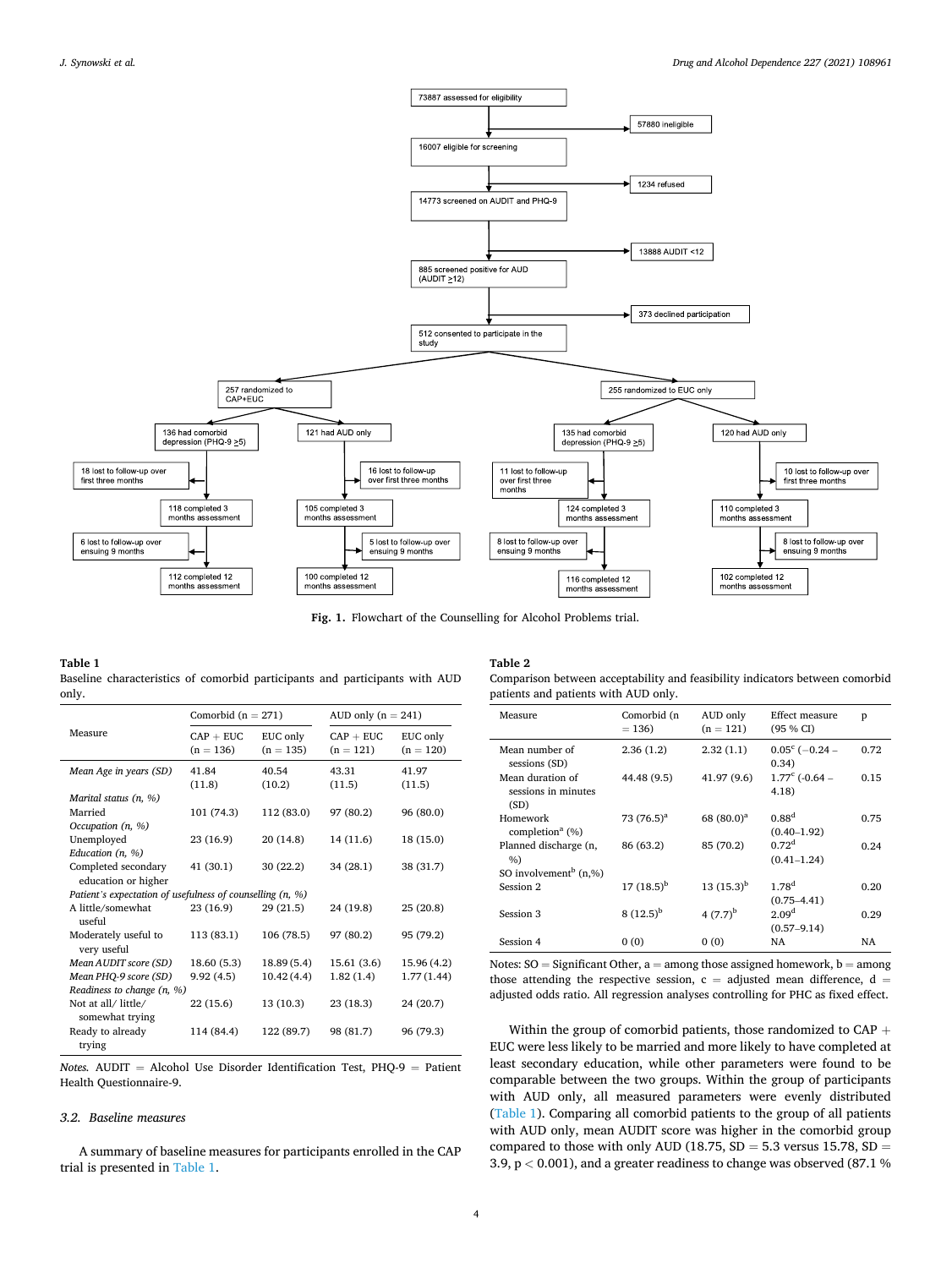73887 assessed for eligibility → 57880 ineligible

16007 eligible for screening → 1234 refused

14773 screened on AUDIT and PHQ-9 → 13888 AUDIT <12

885 screened positive for AUD (AUDIT ≥12) → 373 declined participation

512 consented to participate in the study

257 randomized to CAP+EUC
- 136 had comorbid depression (PHQ-9 ≥5) → 18 lost to follow-up over first three months → 118 completed 3 months assessment → 6 lost to follow-up over ensuing 9 months → 112 completed 12 months assessment
- 121 had AUD only → 16 lost to follow-up over first three months → 105 completed 3 months assessment → 5 lost to follow-up over ensuing 9 months → 100 completed 12 months assessment

255 randomized to EUC only
- 135 had comorbid depression (PHQ-9 ≥5) → 11 lost to follow-up over first three months → 124 completed 3 months assessment → 8 lost to follow-up over ensuing 9 months → 116 completed 12 months assessment
- 120 had AUD only → 10 lost to follow-up over first three months → 110 completed 3 months assessment → 8 lost to follow-up over ensuing 9 months → 102 completed 12 months assessment

**Fig. 1.** Flowchart of the Counselling for Alcohol Problems trial.

**Table 1**
Baseline characteristics of comorbid participants and participants with AUD only.

| Measure | Comorbid (n = 271) | | AUD only (n = 241) | |
|---|---|---|---|---|
| | CAP + EUC (n = 136) | EUC only (n = 135) | CAP + EUC (n = 121) | EUC only (n = 120) |
| *Mean Age in years (SD)* | 41.84 (11.8) | 40.54 (10.2) | 43.31 (11.5) | 41.97 (11.5) |
| *Marital status (n, %)* | | | | |
| Married | 101 (74.3) | 112 (83.0) | 97 (80.2) | 96 (80.0) |
| *Occupation (n, %)* | | | | |
| Unemployed | 23 (16.9) | 20 (14.8) | 14 (11.6) | 18 (15.0) |
| *Education (n, %)* | | | | |
| Completed secondary education or higher | 41 (30.1) | 30 (22.2) | 34 (28.1) | 38 (31.7) |
| *Patient's expectation of usefulness of counselling (n, %)* | | | | |
| A little/somewhat useful | 23 (16.9) | 29 (21.5) | 24 (19.8) | 25 (20.8) |
| Moderately useful to very useful | 113 (83.1) | 106 (78.5) | 97 (80.2) | 95 (79.2) |
| *Mean AUDIT score (SD)* | 18.60 (5.3) | 18.89 (5.4) | 15.61 (3.6) | 15.96 (4.2) |
| *Mean PHQ-9 score (SD)* | 9.92 (4.5) | 10.42 (4.4) | 1.82 (1.4) | 1.77 (1.44) |
| *Readiness to change (n, %)* | | | | |
| Not at all/ little/ somewhat trying | 22 (15.6) | 13 (10.3) | 23 (18.3) | 24 (20.7) |
| Ready to already trying | 114 (84.4) | 122 (89.7) | 98 (81.7) | 96 (79.3) |

*Notes.* AUDIT = Alcohol Use Disorder Identification Test, PHQ-9 = Patient Health Questionnaire-9.

### 3.2. Baseline measures

A summary of baseline measures for participants enrolled in the CAP trial is presented in Table 1.

**Table 2**
Comparison between acceptability and feasibility indicators between comorbid patients and patients with AUD only.

| Measure | Comorbid (n = 136) | AUD only (n = 121) | Effect measure (95 % CI) | p |
|---|---|---|---|---|
| Mean number of sessions (SD) | 2.36 (1.2) | 2.32 (1.1) | 0.05[c] (−0.24 – 0.34) | 0.72 |
| Mean duration of sessions in minutes (SD) | 44.48 (9.5) | 41.97 (9.6) | 1.77[c] (-0.64 – 4.18) | 0.15 |
| Homework completion[a] (%) | 73 (76.5)[a] | 68 (80.0)[a] | 0.88[d] (0.40–1.92) | 0.75 |
| Planned discharge (n, %) | 86 (63.2) | 85 (70.2) | 0.72[d] (0.41–1.24) | 0.24 |
| SO involvement[b] (n,%) | | | | |
| Session 2 | 17 (18.5)[b] | 13 (15.3)[b] | 1.78[d] (0.75–4.41) | 0.20 |
| Session 3 | 8 (12.5)[b] | 4 (7.7)[b] | 2.09[d] (0.57–9.14) | 0.29 |
| Session 4 | 0 (0) | 0 (0) | NA | NA |

Notes: SO = Significant Other, a = among those assigned homework, b = among those attending the respective session, c = adjusted mean difference, d = adjusted odds ratio. All regression analyses controlling for PHC as fixed effect.

Within the group of comorbid patients, those randomized to CAP + EUC were less likely to be married and more likely to have completed at least secondary education, while other parameters were found to be comparable between the two groups. Within the group of participants with AUD only, all measured parameters were evenly distributed (Table 1). Comparing all comorbid patients to the group of all patients with AUD only, mean AUDIT score was higher in the comorbid group compared to those with only AUD (18.75, SD = 5.3 versus 15.78, SD = 3.9, $p < 0.001$), and a greater readiness to change was observed (87.1 %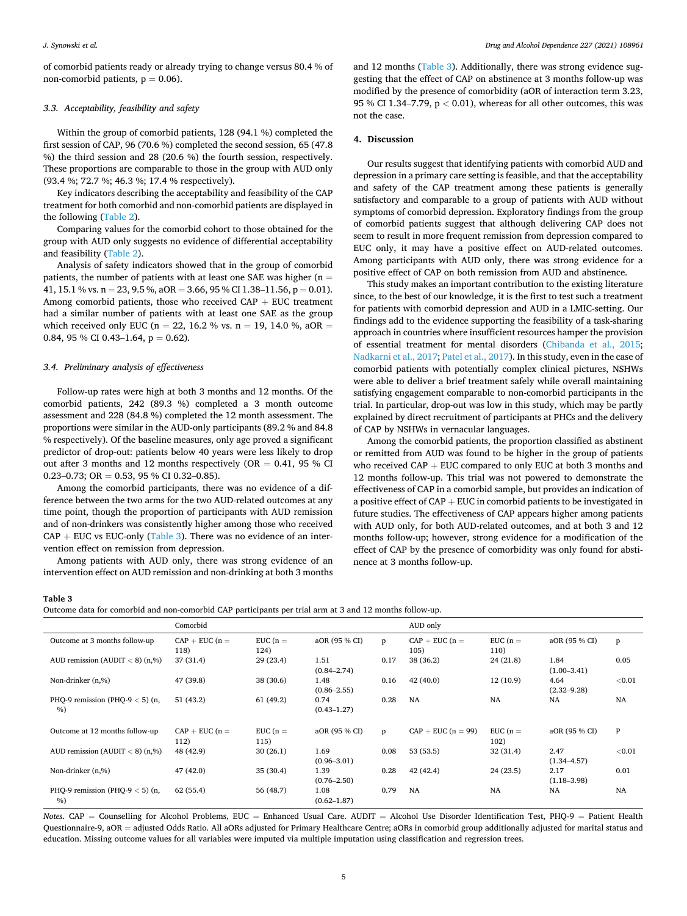of comorbid patients ready or already trying to change versus 80.4 % of non-comorbid patients, $p = 0.06$).

### 3.3. Acceptability, feasibility and safety

Within the group of comorbid patients, 128 (94.1 %) completed the first session of CAP, 96 (70.6 %) completed the second session, 65 (47.8 %) the third session and 28 (20.6 %) the fourth session, respectively. These proportions are comparable to those in the group with AUD only (93.4 %; 72.7 %; 46.3 %; 17.4 % respectively).

Key indicators describing the acceptability and feasibility of the CAP treatment for both comorbid and non-comorbid patients are displayed in the following (Table 2).

Comparing values for the comorbid cohort to those obtained for the group with AUD only suggests no evidence of differential acceptability and feasibility (Table 2).

Analysis of safety indicators showed that in the group of comorbid patients, the number of patients with at least one SAE was higher (n = 41, 15.1 % vs. n = 23, 9.5 %, aOR = 3.66, 95 % CI 1.38–11.56, $p = 0.01$). Among comorbid patients, those who received CAP + EUC treatment had a similar number of patients with at least one SAE as the group which received only EUC (n = 22, 16.2 % vs. n = 19, 14.0 %, aOR = 0.84, 95 % CI 0.43–1.64, $p = 0.62$).

### 3.4. Preliminary analysis of effectiveness

Follow-up rates were high at both 3 months and 12 months. Of the comorbid patients, 242 (89.3 %) completed a 3 month outcome assessment and 228 (84.8 %) completed the 12 month assessment. The proportions were similar in the AUD-only participants (89.2 % and 84.8 % respectively). Of the baseline measures, only age proved a significant predictor of drop-out: patients below 40 years were less likely to drop out after 3 months and 12 months respectively (OR = 0.41, 95 % CI 0.23–0.73; OR = 0.53, 95 % CI 0.32–0.85).

Among the comorbid participants, there was no evidence of a difference between the two arms for the two AUD-related outcomes at any time point, though the proportion of participants with AUD remission and of non-drinkers was consistently higher among those who received CAP + EUC vs EUC-only (Table 3). There was no evidence of an intervention effect on remission from depression.

Among patients with AUD only, there was strong evidence of an intervention effect on AUD remission and non-drinking at both 3 months and 12 months (Table 3). Additionally, there was strong evidence suggesting that the effect of CAP on abstinence at 3 months follow-up was modified by the presence of comorbidity (aOR of interaction term 3.23, 95 % CI 1.34–7.79, $p < 0.01$), whereas for all other outcomes, this was not the case.

## 4. Discussion

Our results suggest that identifying patients with comorbid AUD and depression in a primary care setting is feasible, and that the acceptability and safety of the CAP treatment among these patients is generally satisfactory and comparable to a group of patients with AUD without symptoms of comorbid depression. Exploratory findings from the group of comorbid patients suggest that although delivering CAP does not seem to result in more frequent remission from depression compared to EUC only, it may have a positive effect on AUD-related outcomes. Among participants with AUD only, there was strong evidence for a positive effect of CAP on both remission from AUD and abstinence.

This study makes an important contribution to the existing literature since, to the best of our knowledge, it is the first to test such a treatment for patients with comorbid depression and AUD in a LMIC-setting. Our findings add to the evidence supporting the feasibility of a task-sharing approach in countries where insufficient resources hamper the provision of essential treatment for mental disorders (Chibanda et al., 2015; Nadkarni et al., 2017; Patel et al., 2017). In this study, even in the case of comorbid patients with potentially complex clinical pictures, NSHWs were able to deliver a brief treatment safely while overall maintaining satisfying engagement comparable to non-comorbid participants in the trial. In particular, drop-out was low in this study, which may be partly explained by direct recruitment of participants at PHCs and the delivery of CAP by NSHWs in vernacular languages.

Among the comorbid patients, the proportion classified as abstinent or remitted from AUD was found to be higher in the group of patients who received CAP + EUC compared to only EUC at both 3 months and 12 months follow-up. This trial was not powered to demonstrate the effectiveness of CAP in a comorbid sample, but provides an indication of a positive effect of CAP + EUC in comorbid patients to be investigated in future studies. The effectiveness of CAP appears higher among patients with AUD only, for both AUD-related outcomes, and at both 3 and 12 months follow-up; however, strong evidence for a modification of the effect of CAP by the presence of comorbidity was only found for abstinence at 3 months follow-up.

**Table 3**
Outcome data for comorbid and non-comorbid CAP participants per trial arm at 3 and 12 months follow-up.

| | Comorbid | | | | AUD only | | | |
|---|---|---|---|---|---|---|---|---|
| Outcome at 3 months follow-up | CAP + EUC (n = 118) | EUC (n = 124) | aOR (95 % CI) | p | CAP + EUC (n = 105) | EUC (n = 110) | aOR (95 % CI) | p |
| AUD remission (AUDIT < 8) (n,%) | 37 (31.4) | 29 (23.4) | 1.51 (0.84–2.74) | 0.17 | 38 (36.2) | 24 (21.8) | 1.84 (1.00–3.41) | 0.05 |
| Non-drinker (n,%) | 47 (39.8) | 38 (30.6) | 1.48 (0.86–2.55) | 0.16 | 42 (40.0) | 12 (10.9) | 4.64 (2.32–9.28) | <0.01 |
| PHQ-9 remission (PHQ-9 < 5) (n, %) | 51 (43.2) | 61 (49.2) | 0.74 (0.43–1.27) | 0.28 | NA | NA | NA | NA |
| Outcome at 12 months follow-up | CAP + EUC (n = 112) | EUC (n = 115) | aOR (95 % CI) | p | CAP + EUC (n = 99) | EUC (n = 102) | aOR (95 % CI) | P |
| AUD remission (AUDIT < 8) (n,%) | 48 (42.9) | 30 (26.1) | 1.69 (0.96–3.01) | 0.08 | 53 (53.5) | 32 (31.4) | 2.47 (1.34–4.57) | <0.01 |
| Non-drinker (n,%) | 47 (42.0) | 35 (30.4) | 1.39 (0.76–2.50) | 0.28 | 42 (42.4) | 24 (23.5) | 2.17 (1.18–3.98) | 0.01 |
| PHQ-9 remission (PHQ-9 < 5) (n, %) | 62 (55.4) | 56 (48.7) | 1.08 (0.62–1.87) | 0.79 | NA | NA | NA | NA |

*Notes.* CAP = Counselling for Alcohol Problems, EUC = Enhanced Usual Care. AUDIT = Alcohol Use Disorder Identification Test, PHQ-9 = Patient Health Questionnaire-9, aOR = adjusted Odds Ratio. All aORs adjusted for Primary Healthcare Centre; aORs in comorbid group additionally adjusted for marital status and education. Missing outcome values for all variables were imputed via multiple imputation using classification and regression trees.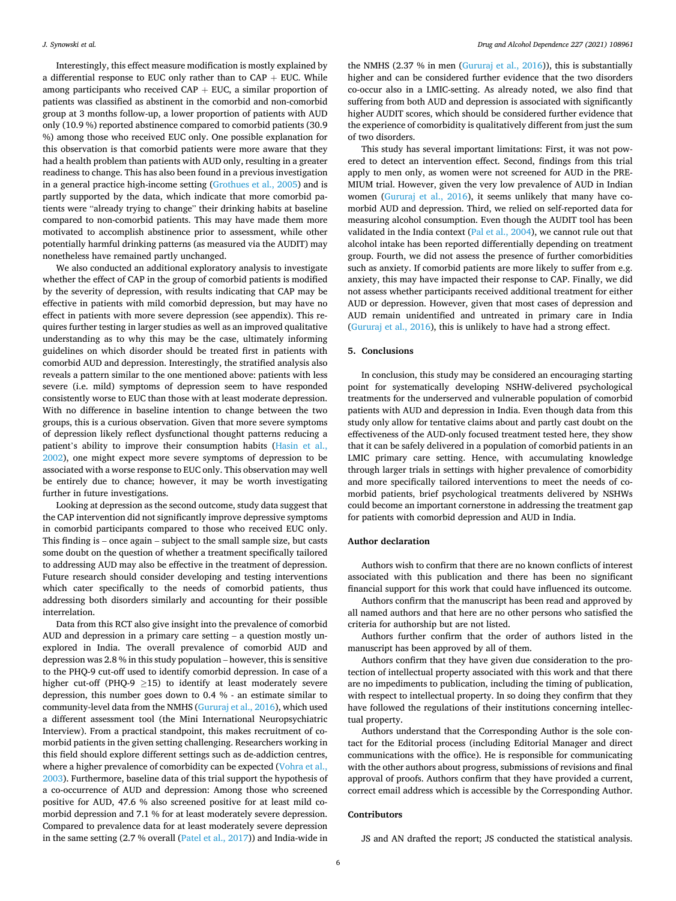Interestingly, this effect measure modification is mostly explained by a differential response to EUC only rather than to CAP + EUC. While among participants who received CAP + EUC, a similar proportion of patients was classified as abstinent in the comorbid and non-comorbid group at 3 months follow-up, a lower proportion of patients with AUD only (10.9 %) reported abstinence compared to comorbid patients (30.9 %) among those who received EUC only. One possible explanation for this observation is that comorbid patients were more aware that they had a health problem than patients with AUD only, resulting in a greater readiness to change. This has also been found in a previous investigation in a general practice high-income setting (Grothues et al., 2005) and is partly supported by the data, which indicate that more comorbid patients were "already trying to change" their drinking habits at baseline compared to non-comorbid patients. This may have made them more motivated to accomplish abstinence prior to assessment, while other potentially harmful drinking patterns (as measured via the AUDIT) may nonetheless have remained partly unchanged.

We also conducted an additional exploratory analysis to investigate whether the effect of CAP in the group of comorbid patients is modified by the severity of depression, with results indicating that CAP may be effective in patients with mild comorbid depression, but may have no effect in patients with more severe depression (see appendix). This requires further testing in larger studies as well as an improved qualitative understanding as to why this may be the case, ultimately informing guidelines on which disorder should be treated first in patients with comorbid AUD and depression. Interestingly, the stratified analysis also reveals a pattern similar to the one mentioned above: patients with less severe (i.e. mild) symptoms of depression seem to have responded consistently worse to EUC than those with at least moderate depression. With no difference in baseline intention to change between the two groups, this is a curious observation. Given that more severe symptoms of depression likely reflect dysfunctional thought patterns reducing a patient's ability to improve their consumption habits (Hasin et al., 2002), one might expect more severe symptoms of depression to be associated with a worse response to EUC only. This observation may well be entirely due to chance; however, it may be worth investigating further in future investigations.

Looking at depression as the second outcome, study data suggest that the CAP intervention did not significantly improve depressive symptoms in comorbid participants compared to those who received EUC only. This finding is – once again – subject to the small sample size, but casts some doubt on the question of whether a treatment specifically tailored to addressing AUD may also be effective in the treatment of depression. Future research should consider developing and testing interventions which cater specifically to the needs of comorbid patients, thus addressing both disorders similarly and accounting for their possible interrelation.

Data from this RCT also give insight into the prevalence of comorbid AUD and depression in a primary care setting – a question mostly unexplored in India. The overall prevalence of comorbid AUD and depression was 2.8 % in this study population – however, this is sensitive to the PHQ-9 cut-off used to identify comorbid depression. In case of a higher cut-off (PHQ-9 $\geq$15) to identify at least moderately severe depression, this number goes down to 0.4 % - an estimate similar to community-level data from the NMHS (Gururaj et al., 2016), which used a different assessment tool (the Mini International Neuropsychiatric Interview). From a practical standpoint, this makes recruitment of comorbid patients in the given setting challenging. Researchers working in this field should explore different settings such as de-addiction centres, where a higher prevalence of comorbidity can be expected (Vohra et al., 2003). Furthermore, baseline data of this trial support the hypothesis of a co-occurrence of AUD and depression: Among those who screened positive for AUD, 47.6 % also screened positive for at least mild comorbid depression and 7.1 % for at least moderately severe depression. Compared to prevalence data for at least moderately severe depression in the same setting (2.7 % overall (Patel et al., 2017)) and India-wide in the NMHS (2.37 % in men (Gururaj et al., 2016)), this is substantially higher and can be considered further evidence that the two disorders co-occur also in a LMIC-setting. As already noted, we also find that suffering from both AUD and depression is associated with significantly higher AUDIT scores, which should be considered further evidence that the experience of comorbidity is qualitatively different from just the sum of two disorders.

This study has several important limitations: First, it was not powered to detect an intervention effect. Second, findings from this trial apply to men only, as women were not screened for AUD in the PREMIUM trial. However, given the very low prevalence of AUD in Indian women (Gururaj et al., 2016), it seems unlikely that many have comorbid AUD and depression. Third, we relied on self-reported data for measuring alcohol consumption. Even though the AUDIT tool has been validated in the India context (Pal et al., 2004), we cannot rule out that alcohol intake has been reported differentially depending on treatment group. Fourth, we did not assess the presence of further comorbidities such as anxiety. If comorbid patients are more likely to suffer from e.g. anxiety, this may have impacted their response to CAP. Finally, we did not assess whether participants received additional treatment for either AUD or depression. However, given that most cases of depression and AUD remain unidentified and untreated in primary care in India (Gururaj et al., 2016), this is unlikely to have had a strong effect.

## 5. Conclusions

In conclusion, this study may be considered an encouraging starting point for systematically developing NSHW-delivered psychological treatments for the underserved and vulnerable population of comorbid patients with AUD and depression in India. Even though data from this study only allow for tentative claims about and partly cast doubt on the effectiveness of the AUD-only focused treatment tested here, they show that it can be safely delivered in a population of comorbid patients in an LMIC primary care setting. Hence, with accumulating knowledge through larger trials in settings with higher prevalence of comorbidity and more specifically tailored interventions to meet the needs of comorbid patients, brief psychological treatments delivered by NSHWs could become an important cornerstone in addressing the treatment gap for patients with comorbid depression and AUD in India.

## Author declaration

Authors wish to confirm that there are no known conflicts of interest associated with this publication and there has been no significant financial support for this work that could have influenced its outcome.

Authors confirm that the manuscript has been read and approved by all named authors and that here are no other persons who satisfied the criteria for authorship but are not listed.

Authors further confirm that the order of authors listed in the manuscript has been approved by all of them.

Authors confirm that they have given due consideration to the protection of intellectual property associated with this work and that there are no impediments to publication, including the timing of publication, with respect to intellectual property. In so doing they confirm that they have followed the regulations of their institutions concerning intellectual property.

Authors understand that the Corresponding Author is the sole contact for the Editorial process (including Editorial Manager and direct communications with the office). He is responsible for communicating with the other authors about progress, submissions of revisions and final approval of proofs. Authors confirm that they have provided a current, correct email address which is accessible by the Corresponding Author.

## Contributors

JS and AN drafted the report; JS conducted the statistical analysis.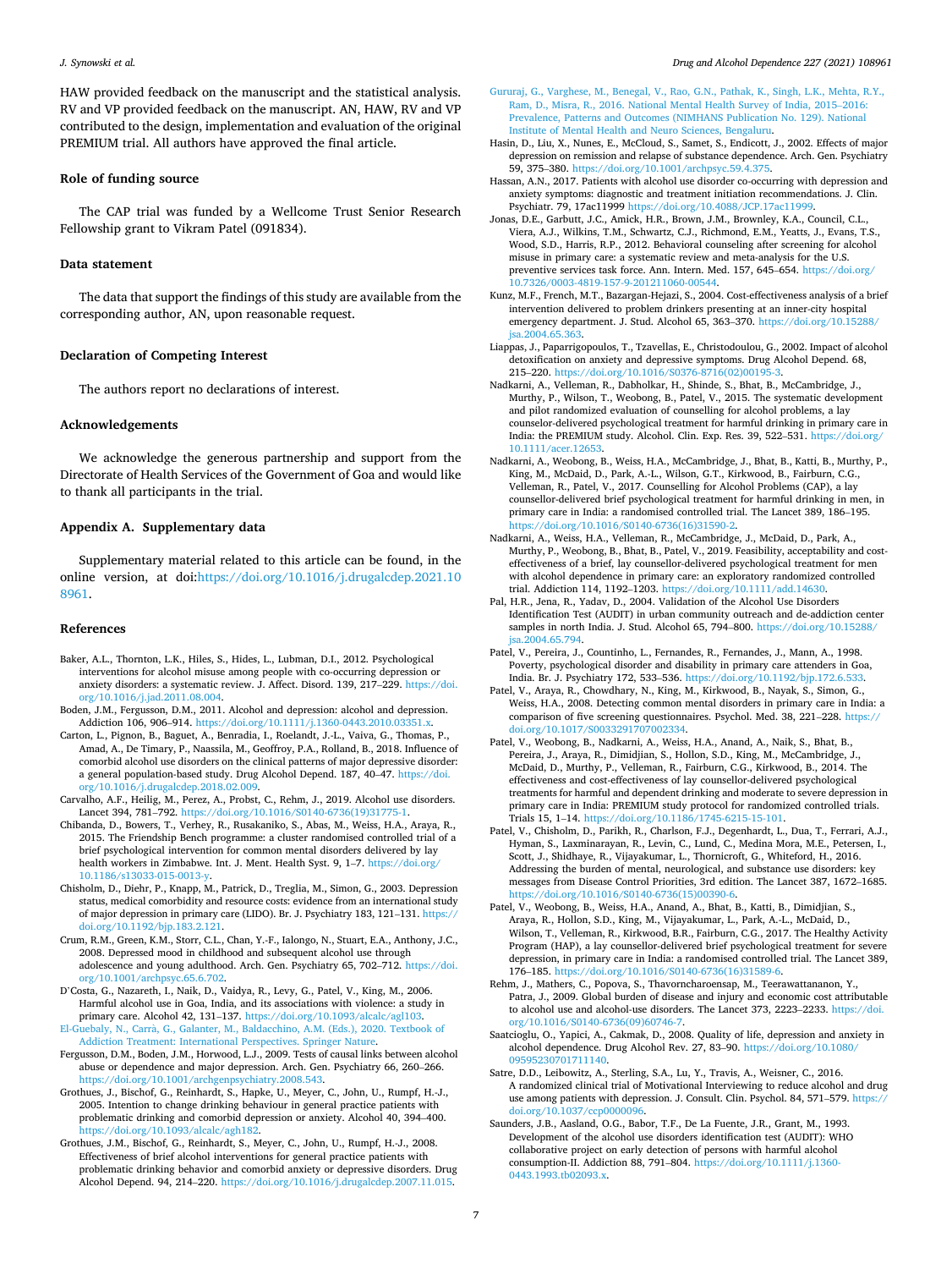HAW provided feedback on the manuscript and the statistical analysis. RV and VP provided feedback on the manuscript. AN, HAW, RV and VP contributed to the design, implementation and evaluation of the original PREMIUM trial. All authors have approved the final article.

## Role of funding source

The CAP trial was funded by a Wellcome Trust Senior Research Fellowship grant to Vikram Patel (091834).

## Data statement

The data that support the findings of this study are available from the corresponding author, AN, upon reasonable request.

## Declaration of Competing Interest

The authors report no declarations of interest.

## Acknowledgements

We acknowledge the generous partnership and support from the Directorate of Health Services of the Government of Goa and would like to thank all participants in the trial.

## Appendix A. Supplementary data

Supplementary material related to this article can be found, in the online version, at doi:https://doi.org/10.1016/j.drugalcdep.2021.108961.

## References

Baker, A.L., Thornton, L.K., Hiles, S., Hides, L., Lubman, D.I., 2012. Psychological interventions for alcohol misuse among people with co-occurring depression or anxiety disorders: a systematic review. J. Affect. Disord. 139, 217–229. https://doi.org/10.1016/j.jad.2011.08.004.

Boden, J.M., Fergusson, D.M., 2011. Alcohol and depression: alcohol and depression. Addiction 106, 906–914. https://doi.org/10.1111/j.1360-0443.2010.03351.x.

Carton, L., Pignon, B., Baguet, A., Benradia, I., Roelandt, J.-L., Vaiva, G., Thomas, P., Amad, A., De Timary, P., Naassila, M., Geoffroy, P.A., Rolland, B., 2018. Influence of comorbid alcohol use disorders on the clinical patterns of major depressive disorder: a general population-based study. Drug Alcohol Depend. 187, 40–47. https://doi.org/10.1016/j.drugalcdep.2018.02.009.

Carvalho, A.F., Heilig, M., Perez, A., Probst, C., Rehm, J., 2019. Alcohol use disorders. Lancet 394, 781–792. https://doi.org/10.1016/S0140-6736(19)31775-1.

Chibanda, D., Bowers, T., Verhey, R., Rusakaniko, S., Abas, M., Weiss, H.A., Araya, R., 2015. The Friendship Bench programme: a cluster randomised controlled trial of a brief psychological intervention for common mental disorders delivered by lay health workers in Zimbabwe. Int. J. Ment. Health Syst. 9, 1–7. https://doi.org/10.1186/s13033-015-0013-y.

Chisholm, D., Diehr, P., Knapp, M., Patrick, D., Treglia, M., Simon, G., 2003. Depression status, medical comorbidity and resource costs: evidence from an international study of major depression in primary care (LIDO). Br. J. Psychiatry 183, 121–131. https://doi.org/10.1192/bjp.183.2.121.

Crum, R.M., Green, K.M., Storr, C.L., Chan, Y.-F., Ialongo, N., Stuart, E.A., Anthony, J.C., 2008. Depressed mood in childhood and subsequent alcohol use through adolescence and young adulthood. Arch. Gen. Psychiatry 65, 702–712. https://doi.org/10.1001/archpsyc.65.6.702.

D'Costa, G., Nazareth, I., Naik, D., Vaidya, R., Levy, G., Patel, V., King, M., 2006. Harmful alcohol use in Goa, India, and its associations with violence: a study in primary care. Alcohol 42, 131–137. https://doi.org/10.1093/alcalc/agl103.

El-Guebaly, N., Carrà, G., Galanter, M., Baldacchino, A.M. (Eds.), 2020. Textbook of Addiction Treatment: International Perspectives. Springer Nature.

Fergusson, D.M., Boden, J.M., Horwood, L.J., 2009. Tests of causal links between alcohol abuse or dependence and major depression. Arch. Gen. Psychiatry 66, 260–266. https://doi.org/10.1001/archgenpsychiatry.2008.543.

Grothues, J., Bischof, G., Reinhardt, S., Hapke, U., Meyer, C., John, U., Rumpf, H.-J., 2005. Intention to change drinking behaviour in general practice patients with problematic drinking and comorbid depression or anxiety. Alcohol 40, 394–400. https://doi.org/10.1093/alcalc/agh182.

Grothues, J.M., Bischof, G., Reinhardt, S., Meyer, C., John, U., Rumpf, H.-J., 2008. Effectiveness of brief alcohol interventions for general practice patients with problematic drinking behavior and comorbid anxiety or depressive disorders. Drug Alcohol Depend. 94, 214–220. https://doi.org/10.1016/j.drugalcdep.2007.11.015.

Gururaj, G., Varghese, M., Benegal, V., Rao, G.N., Pathak, K., Singh, L.K., Mehta, R.Y., Ram, D., Misra, R., 2016. National Mental Health Survey of India, 2015–2016: Prevalence, Patterns and Outcomes (NIMHANS Publication No. 129). National Institute of Mental Health and Neuro Sciences, Bengaluru.

Hasin, D., Liu, X., Nunes, E., McCloud, S., Samet, S., Endicott, J., 2002. Effects of major depression on remission and relapse of substance dependence. Arch. Gen. Psychiatry 59, 375–380. https://doi.org/10.1001/archpsyc.59.4.375.

Hassan, A.N., 2017. Patients with alcohol use disorder co-occurring with depression and anxiety symptoms: diagnostic and treatment initiation recommendations. J. Clin. Psychiatr. 79, 17ac11999 https://doi.org/10.4088/JCP.17ac11999.

Jonas, D.E., Garbutt, J.C., Amick, H.R., Brown, J.M., Brownley, K.A., Council, C.L., Viera, A.J., Wilkins, T.M., Schwartz, C.J., Richmond, E.M., Yeatts, J., Evans, T.S., Wood, S.D., Harris, R.P., 2012. Behavioral counseling after screening for alcohol misuse in primary care: a systematic review and meta-analysis for the U.S. preventive services task force. Ann. Intern. Med. 157, 645–654. https://doi.org/10.7326/0003-4819-157-9-201211060-00544.

Kunz, M.F., French, M.T., Bazargan-Hejazi, S., 2004. Cost-effectiveness analysis of a brief intervention delivered to problem drinkers presenting at an inner-city hospital emergency department. J. Stud. Alcohol 65, 363–370. https://doi.org/10.15288/jsa.2004.65.363.

Liappas, J., Paparrigopoulos, T., Tzavellas, E., Christodoulou, G., 2002. Impact of alcohol detoxification on anxiety and depressive symptoms. Drug Alcohol Depend. 68, 215–220. https://doi.org/10.1016/S0376-8716(02)00195-3.

Nadkarni, A., Velleman, R., Dabholkar, H., Shinde, S., Bhat, B., McCambridge, J., Murthy, P., Wilson, T., Weobong, B., Patel, V., 2015. The systematic development and pilot randomized evaluation of counselling for alcohol problems, a lay counselor-delivered psychological treatment for harmful drinking in primary care in India: the PREMIUM study. Alcohol. Clin. Exp. Res. 39, 522–531. https://doi.org/10.1111/acer.12653.

Nadkarni, A., Weobong, B., Weiss, H.A., McCambridge, J., Bhat, B., Katti, B., Murthy, P., King, M., McDaid, D., Park, A.-L., Wilson, G.T., Kirkwood, B., Fairburn, C.G., Velleman, R., Patel, V., 2017. Counselling for Alcohol Problems (CAP), a lay counsellor-delivered brief psychological treatment for harmful drinking in men, in primary care in India: a randomised controlled trial. The Lancet 389, 186–195. https://doi.org/10.1016/S0140-6736(16)31590-2.

Nadkarni, A., Weiss, H.A., Velleman, R., McCambridge, J., McDaid, D., Park, A., Murthy, P., Weobong, B., Bhat, B., Patel, V., 2019. Feasibility, acceptability and cost-effectiveness of a brief, lay counsellor-delivered psychological treatment for men with alcohol dependence in primary care: an exploratory randomized controlled trial. Addiction 114, 1192–1203. https://doi.org/10.1111/add.14630.

Pal, H.R., Jena, R., Yadav, D., 2004. Validation of the Alcohol Use Disorders Identification Test (AUDIT) in urban community outreach and de-addiction center samples in north India. J. Stud. Alcohol 65, 794–800. https://doi.org/10.15288/jsa.2004.65.794.

Patel, V., Pereira, J., Countinho, L., Fernandes, R., Fernandes, J., Mann, A., 1998. Poverty, psychological disorder and disability in primary care attenders in Goa, India. Br. J. Psychiatry 172, 533–536. https://doi.org/10.1192/bjp.172.6.533.

Patel, V., Araya, R., Chowdhary, N., King, M., Kirkwood, B., Nayak, S., Simon, G., Weiss, H.A., 2008. Detecting common mental disorders in primary care in India: a comparison of five screening questionnaires. Psychol. Med. 38, 221–228. https://doi.org/10.1017/S0033291707002334.

Patel, V., Weobong, B., Nadkarni, A., Weiss, H.A., Anand, A., Naik, S., Bhat, B., Pereira, J., Araya, R., Dimidjian, S., Hollon, S.D., King, M., McCambridge, J., McDaid, D., Murthy, P., Velleman, R., Fairburn, C.G., Kirkwood, B., 2014. The effectiveness and cost-effectiveness of lay counsellor-delivered psychological treatments for harmful and dependent drinking and moderate to severe depression in primary care in India: PREMIUM study protocol for randomized controlled trials. Trials 15, 1–14. https://doi.org/10.1186/1745-6215-15-101.

Patel, V., Chisholm, D., Parikh, R., Charlson, F.J., Degenhardt, L., Dua, T., Ferrari, A.J., Hyman, S., Laxminarayan, R., Levin, C., Lund, C., Medina Mora, M.E., Petersen, I., Scott, J., Shidhaye, R., Vijayakumar, L., Thornicroft, G., Whiteford, H., 2016. Addressing the burden of mental, neurological, and substance use disorders: key messages from Disease Control Priorities, 3rd edition. The Lancet 387, 1672–1685. https://doi.org/10.1016/S0140-6736(15)00390-6.

Patel, V., Weobong, B., Weiss, H.A., Anand, A., Bhat, B., Katti, B., Dimidjian, S., Araya, R., Hollon, S.D., King, M., Vijayakumar, L., Park, A.-L., McDaid, D., Wilson, T., Velleman, R., Kirkwood, B.R., Fairburn, C.G., 2017. The Healthy Activity Program (HAP), a lay counsellor-delivered brief psychological treatment for severe depression, in primary care in India: a randomised controlled trial. The Lancet 389, 176–185. https://doi.org/10.1016/S0140-6736(16)31589-6.

Rehm, J., Mathers, C., Popova, S., Thavorncharoensap, M., Teerawattananon, Y., Patra, J., 2009. Global burden of disease and injury and economic cost attributable to alcohol use and alcohol-use disorders. The Lancet 373, 2223–2233. https://doi.org/10.1016/S0140-6736(09)60746-7.

Saatcioglu, O., Yapici, A., Cakmak, D., 2008. Quality of life, depression and anxiety in alcohol dependence. Drug Alcohol Rev. 27, 83–90. https://doi.org/10.1080/09595230701711140.

Satre, D.D., Leibowitz, A., Sterling, S.A., Lu, Y., Travis, A., Weisner, C., 2016. A randomized clinical trial of Motivational Interviewing to reduce alcohol and drug use among patients with depression. J. Consult. Clin. Psychol. 84, 571–579. https://doi.org/10.1037/ccp0000096.

Saunders, J.B., Aasland, O.G., Babor, T.F., De La Fuente, J.R., Grant, M., 1993. Development of the alcohol use disorders identification test (AUDIT): WHO collaborative project on early detection of persons with harmful alcohol consumption-II. Addiction 88, 791–804. https://doi.org/10.1111/j.1360-0443.1993.tb02093.x.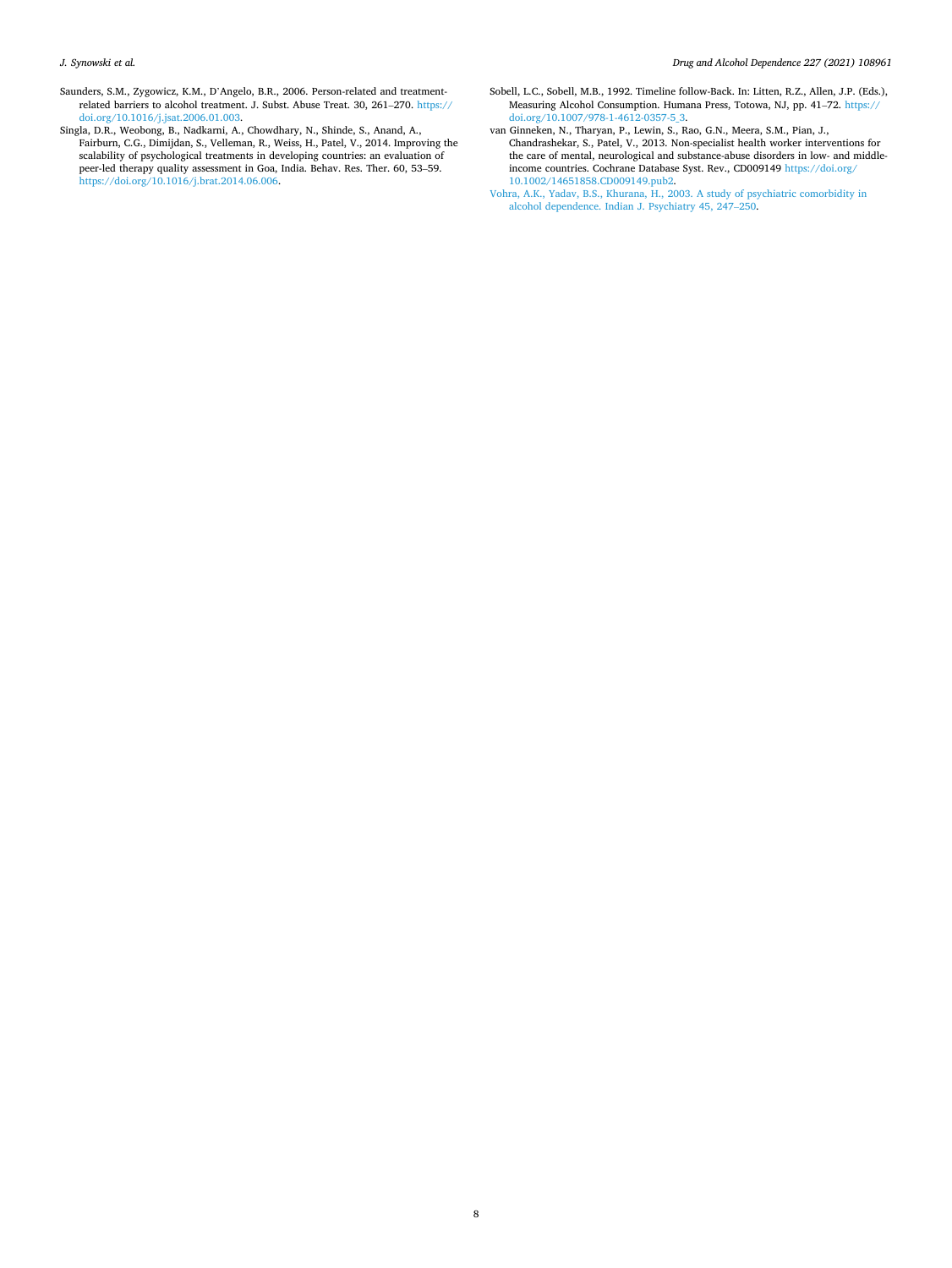Saunders, S.M., Zygowicz, K.M., D`Angelo, B.R., 2006. Person-related and treatment-related barriers to alcohol treatment. J. Subst. Abuse Treat. 30, 261–270. https://doi.org/10.1016/j.jsat.2006.01.003.

Singla, D.R., Weobong, B., Nadkarni, A., Chowdhary, N., Shinde, S., Anand, A., Fairburn, C.G., Dimijdan, S., Velleman, R., Weiss, H., Patel, V., 2014. Improving the scalability of psychological treatments in developing countries: an evaluation of peer-led therapy quality assessment in Goa, India. Behav. Res. Ther. 60, 53–59. https://doi.org/10.1016/j.brat.2014.06.006.

Sobell, L.C., Sobell, M.B., 1992. Timeline follow-Back. In: Litten, R.Z., Allen, J.P. (Eds.), Measuring Alcohol Consumption. Humana Press, Totowa, NJ, pp. 41–72. https://doi.org/10.1007/978-1-4612-0357-5_3.

van Ginneken, N., Tharyan, P., Lewin, S., Rao, G.N., Meera, S.M., Pian, J., Chandrashekar, S., Patel, V., 2013. Non-specialist health worker interventions for the care of mental, neurological and substance-abuse disorders in low- and middle-income countries. Cochrane Database Syst. Rev., CD009149 https://doi.org/10.1002/14651858.CD009149.pub2.

Vohra, A.K., Yadav, B.S., Khurana, H., 2003. A study of psychiatric comorbidity in alcohol dependence. Indian J. Psychiatry 45, 247–250.